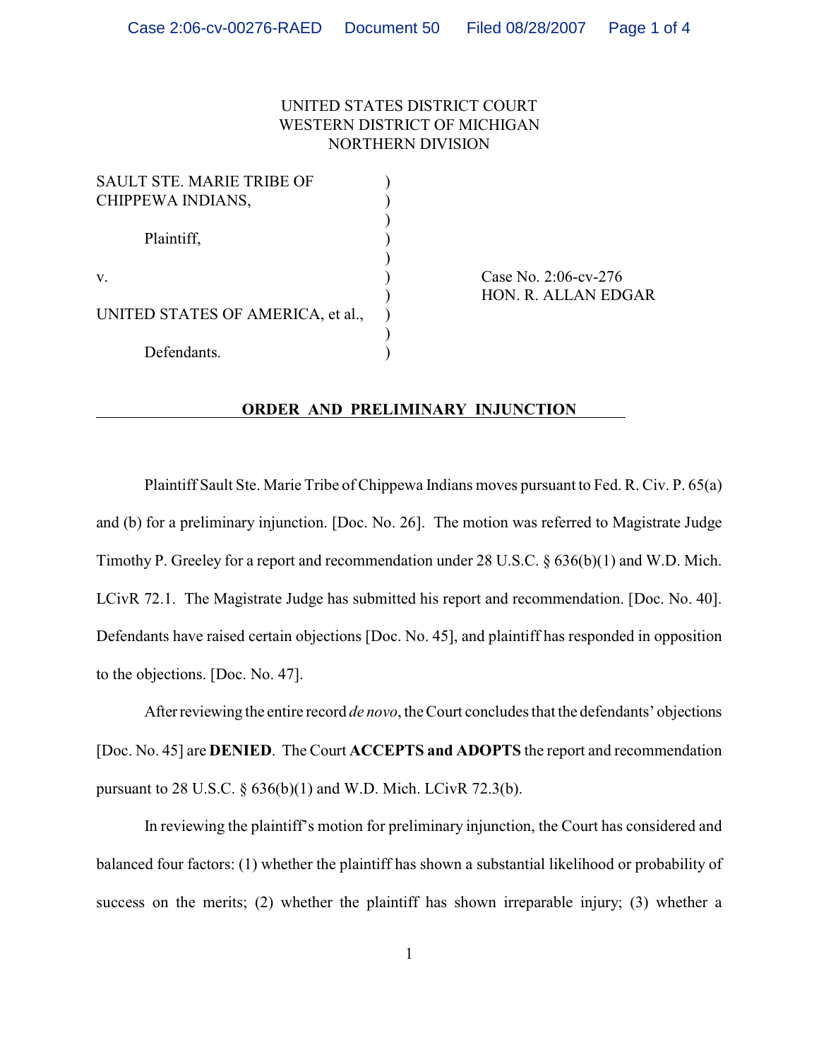UNITED STATES DISTRICT COURT
WESTERN DISTRICT OF MICHIGAN
NORTHERN DIVISION

SAULT STE. MARIE TRIBE OF CHIPPEWA INDIANS,

Plaintiff,

v.

UNITED STATES OF AMERICA, et al.,

Defendants.

Case No. 2:06-cv-276
HON. R. ALLAN EDGAR

**ORDER AND PRELIMINARY INJUNCTION**

Plaintiff Sault Ste. Marie Tribe of Chippewa Indians moves pursuant to Fed. R. Civ. P. 65(a) and (b) for a preliminary injunction. [Doc. No. 26]. The motion was referred to Magistrate Judge Timothy P. Greeley for a report and recommendation under 28 U.S.C. § 636(b)(1) and W.D. Mich. LCivR 72.1. The Magistrate Judge has submitted his report and recommendation. [Doc. No. 40]. Defendants have raised certain objections [Doc. No. 45], and plaintiff has responded in opposition to the objections. [Doc. No. 47].

After reviewing the entire record *de novo*, the Court concludes that the defendants' objections [Doc. No. 45] are **DENIED**. The Court **ACCEPTS and ADOPTS** the report and recommendation pursuant to 28 U.S.C. § 636(b)(1) and W.D. Mich. LCivR 72.3(b).

In reviewing the plaintiff's motion for preliminary injunction, the Court has considered and balanced four factors: (1) whether the plaintiff has shown a substantial likelihood or probability of success on the merits; (2) whether the plaintiff has shown irreparable injury; (3) whether a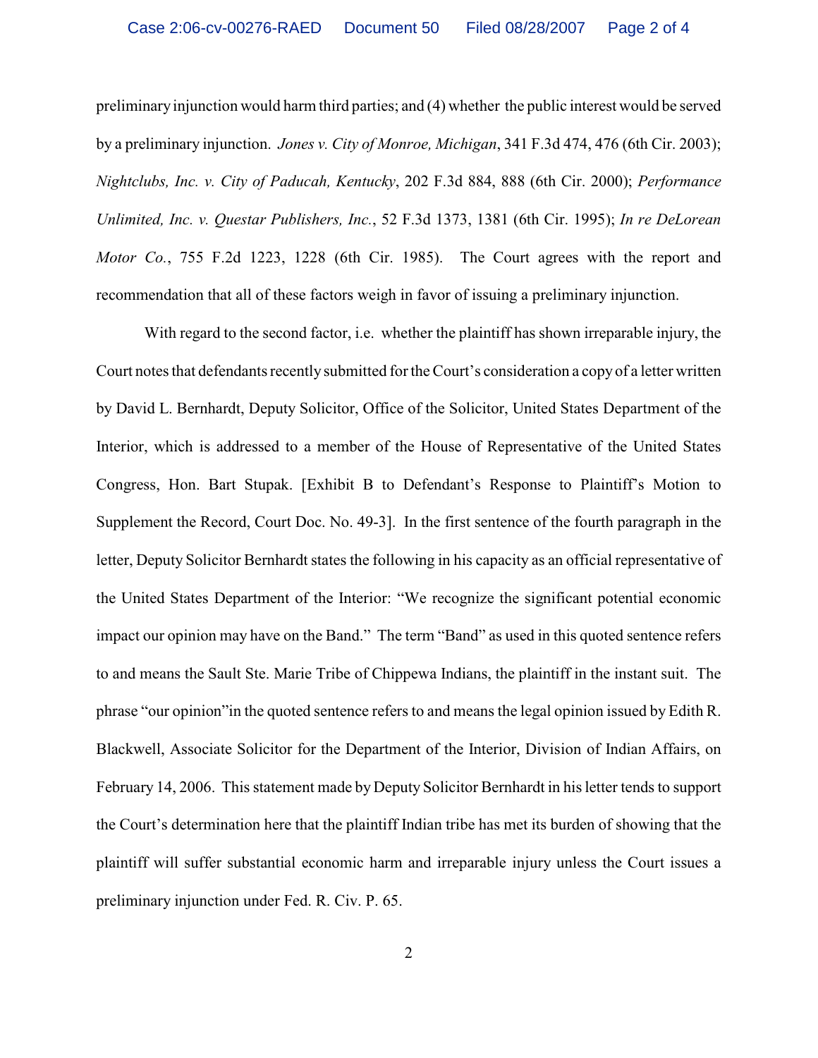preliminary injunction would harm third parties; and (4) whether the public interest would be served by a preliminary injunction. *Jones v. City of Monroe, Michigan*, 341 F.3d 474, 476 (6th Cir. 2003); *Nightclubs, Inc. v. City of Paducah, Kentucky*, 202 F.3d 884, 888 (6th Cir. 2000); *Performance Unlimited, Inc. v. Questar Publishers, Inc.*, 52 F.3d 1373, 1381 (6th Cir. 1995); *In re DeLorean Motor Co.*, 755 F.2d 1223, 1228 (6th Cir. 1985). The Court agrees with the report and recommendation that all of these factors weigh in favor of issuing a preliminary injunction.

With regard to the second factor, i.e. whether the plaintiff has shown irreparable injury, the Court notes that defendants recently submitted for the Court's consideration a copy of a letter written by David L. Bernhardt, Deputy Solicitor, Office of the Solicitor, United States Department of the Interior, which is addressed to a member of the House of Representative of the United States Congress, Hon. Bart Stupak. [Exhibit B to Defendant's Response to Plaintiff's Motion to Supplement the Record, Court Doc. No. 49-3]. In the first sentence of the fourth paragraph in the letter, Deputy Solicitor Bernhardt states the following in his capacity as an official representative of the United States Department of the Interior: "We recognize the significant potential economic impact our opinion may have on the Band." The term "Band" as used in this quoted sentence refers to and means the Sault Ste. Marie Tribe of Chippewa Indians, the plaintiff in the instant suit. The phrase "our opinion"in the quoted sentence refers to and means the legal opinion issued by Edith R. Blackwell, Associate Solicitor for the Department of the Interior, Division of Indian Affairs, on February 14, 2006. This statement made by Deputy Solicitor Bernhardt in his letter tends to support the Court's determination here that the plaintiff Indian tribe has met its burden of showing that the plaintiff will suffer substantial economic harm and irreparable injury unless the Court issues a preliminary injunction under Fed. R. Civ. P. 65.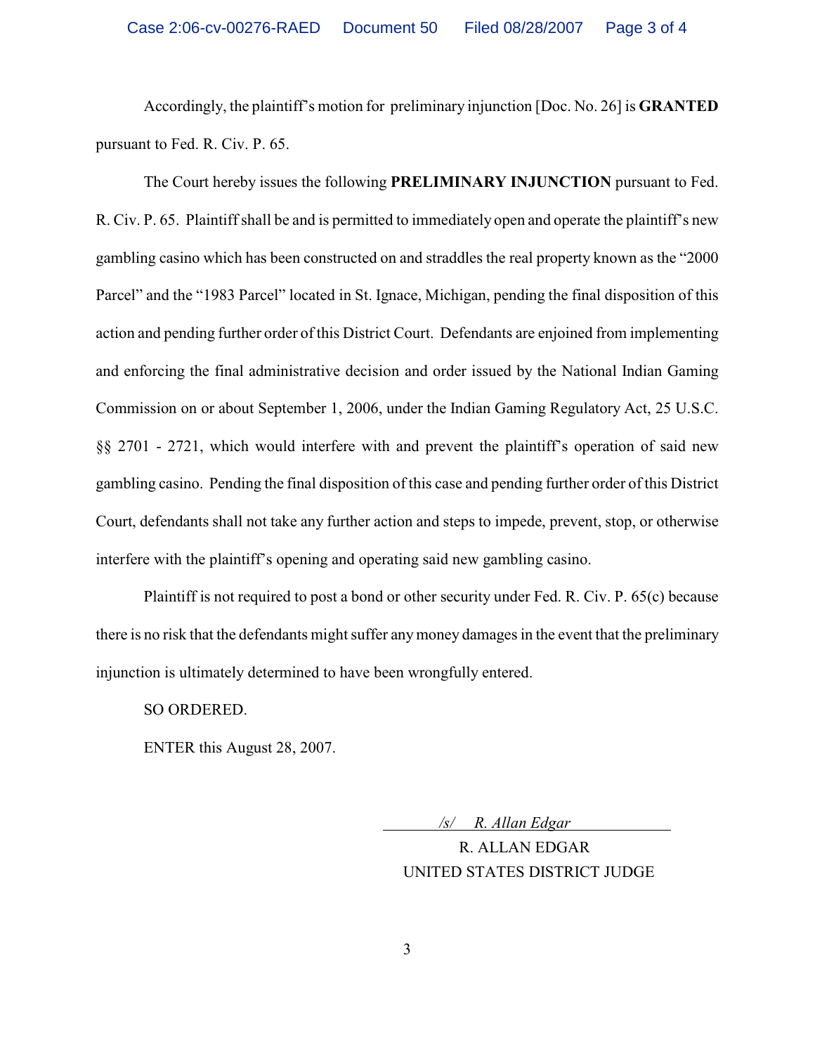Accordingly, the plaintiff's motion for preliminary injunction [Doc. No. 26] is **GRANTED** pursuant to Fed. R. Civ. P. 65.

The Court hereby issues the following **PRELIMINARY INJUNCTION** pursuant to Fed. R. Civ. P. 65. Plaintiff shall be and is permitted to immediately open and operate the plaintiff's new gambling casino which has been constructed on and straddles the real property known as the "2000 Parcel" and the "1983 Parcel" located in St. Ignace, Michigan, pending the final disposition of this action and pending further order of this District Court. Defendants are enjoined from implementing and enforcing the final administrative decision and order issued by the National Indian Gaming Commission on or about September 1, 2006, under the Indian Gaming Regulatory Act, 25 U.S.C. §§ 2701 - 2721, which would interfere with and prevent the plaintiff's operation of said new gambling casino. Pending the final disposition of this case and pending further order of this District Court, defendants shall not take any further action and steps to impede, prevent, stop, or otherwise interfere with the plaintiff's opening and operating said new gambling casino.

Plaintiff is not required to post a bond or other security under Fed. R. Civ. P. 65(c) because there is no risk that the defendants might suffer any money damages in the event that the preliminary injunction is ultimately determined to have been wrongfully entered.

SO ORDERED.

ENTER this August 28, 2007.

*/s/ R. Allan Edgar*
R. ALLAN EDGAR
UNITED STATES DISTRICT JUDGE